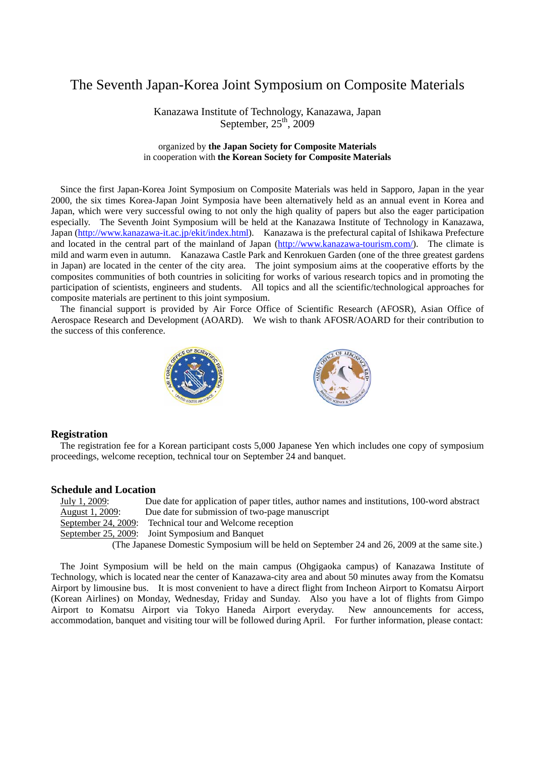# The Seventh Japan-Korea Joint Symposium on Composite Materials

Kanazawa Institute of Technology, Kanazawa, Japan
September, 25th, 2009

organized by **the Japan Society for Composite Materials**
in cooperation with **the Korean Society for Composite Materials**

Since the first Japan-Korea Joint Symposium on Composite Materials was held in Sapporo, Japan in the year 2000, the six times Korea-Japan Joint Symposia have been alternatively held as an annual event in Korea and Japan, which were very successful owing to not only the high quality of papers but also the eager participation especially. The Seventh Joint Symposium will be held at the Kanazawa Institute of Technology in Kanazawa, Japan (http://www.kanazawa-it.ac.jp/ekit/index.html). Kanazawa is the prefectural capital of Ishikawa Prefecture and located in the central part of the mainland of Japan (http://www.kanazawa-tourism.com/). The climate is mild and warm even in autumn. Kanazawa Castle Park and Kenrokuen Garden (one of the three greatest gardens in Japan) are located in the center of the city area. The joint symposium aims at the cooperative efforts by the composites communities of both countries in soliciting for works of various research topics and in promoting the participation of scientists, engineers and students. All topics and all the scientific/technological approaches for composite materials are pertinent to this joint symposium.

The financial support is provided by Air Force Office of Scientific Research (AFOSR), Asian Office of Aerospace Research and Development (AOARD). We wish to thank AFOSR/AOARD for their contribution to the success of this conference.

## Registration

The registration fee for a Korean participant costs 5,000 Japanese Yen which includes one copy of symposium proceedings, welcome reception, technical tour on September 24 and banquet.

## Schedule and Location

- July 1, 2009: Due date for application of paper titles, author names and institutions, 100-word abstract
- August 1, 2009: Due date for submission of two-page manuscript
- September 24, 2009: Technical tour and Welcome reception
- September 25, 2009: Joint Symposium and Banquet

(The Japanese Domestic Symposium will be held on September 24 and 26, 2009 at the same site.)

The Joint Symposium will be held on the main campus (Ohgigaoka campus) of Kanazawa Institute of Technology, which is located near the center of Kanazawa-city area and about 50 minutes away from the Komatsu Airport by limousine bus. It is most convenient to have a direct flight from Incheon Airport to Komatsu Airport (Korean Airlines) on Monday, Wednesday, Friday and Sunday. Also you have a lot of flights from Gimpo Airport to Komatsu Airport via Tokyo Haneda Airport everyday. New announcements for access, accommodation, banquet and visiting tour will be followed during April. For further information, please contact: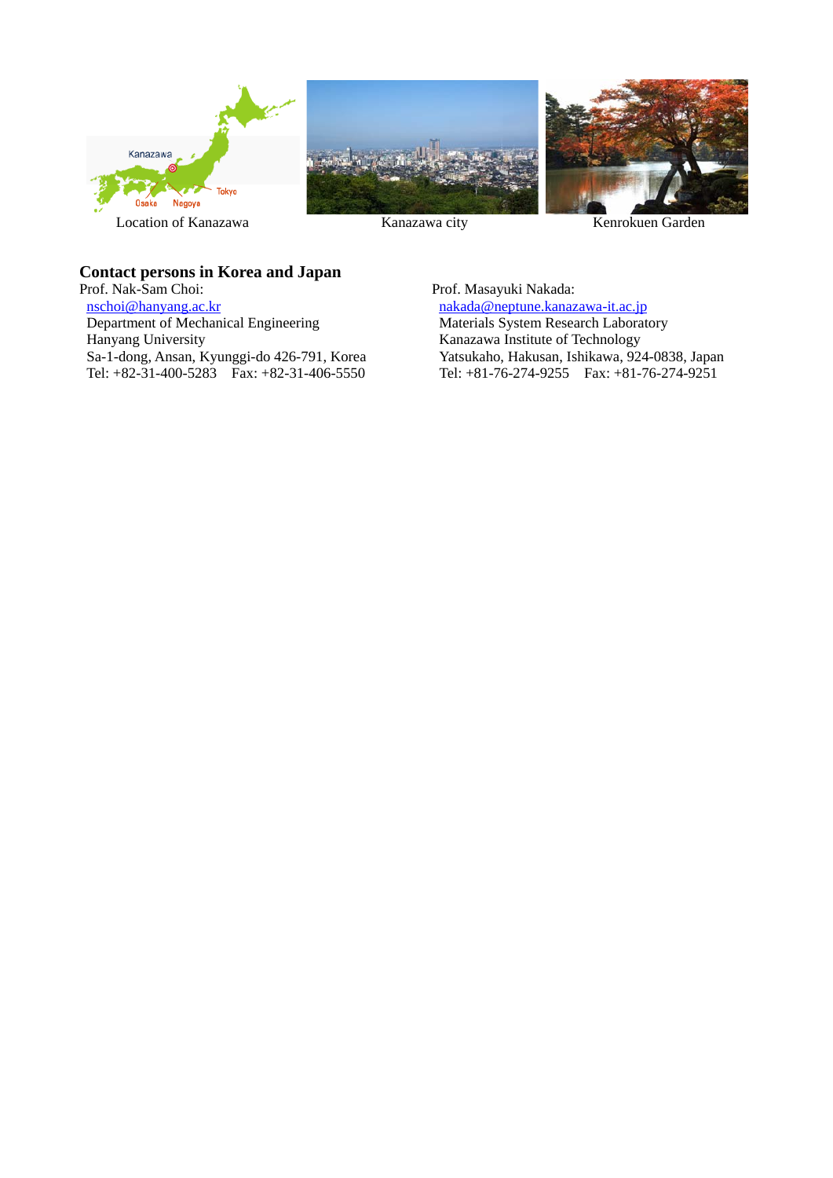Location of Kanazawa

Kanazawa city

Kenrokuen Garden

## Contact persons in Korea and Japan

Prof. Nak-Sam Choi:
nschoi@hanyang.ac.kr
Department of Mechanical Engineering
Hanyang University
Sa-1-dong, Ansan, Kyunggi-do 426-791, Korea
Tel: +82-31-400-5283    Fax: +82-31-406-5550

Prof. Masayuki Nakada:
nakada@neptune.kanazawa-it.ac.jp
Materials System Research Laboratory
Kanazawa Institute of Technology
Yatsukaho, Hakusan, Ishikawa, 924-0838, Japan
Tel: +81-76-274-9255    Fax: +81-76-274-9251